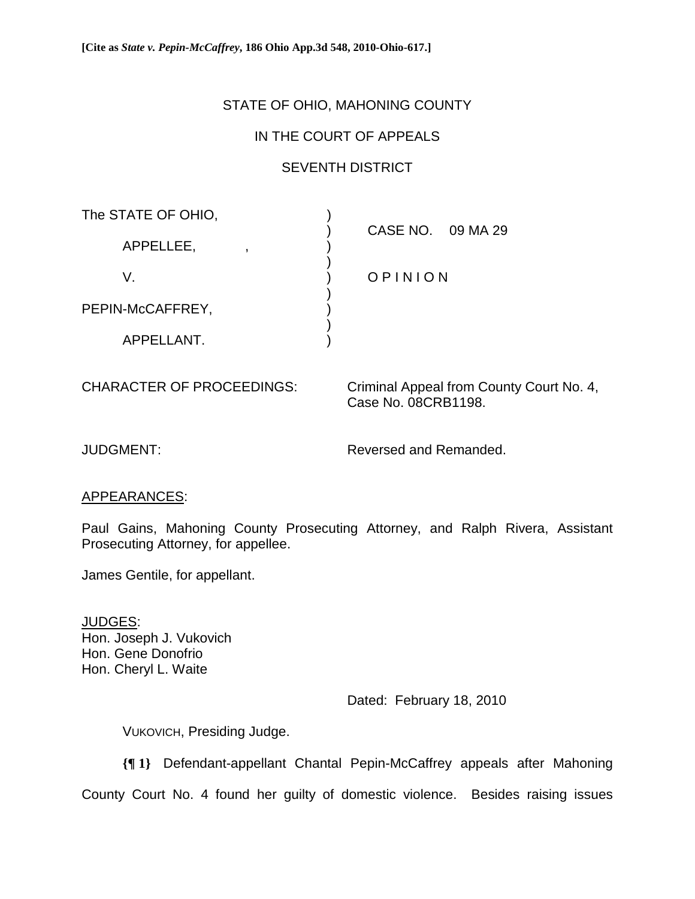**[Cite as *State v. Pepin-McCaffrey*, 186 Ohio App.3d 548, 2010-Ohio-617.]**

STATE OF OHIO, MAHONING COUNTY

IN THE COURT OF APPEALS

SEVENTH DISTRICT

| | | |
|---|---|---|
| The STATE OF OHIO, | ) | CASE NO. 09 MA 29 |
| APPELLEE, , | ) | |
| V. | ) | O P I N I O N |
| PEPIN-McCAFFREY, | ) | |
| APPELLANT. | ) | |

CHARACTER OF PROCEEDINGS: Criminal Appeal from County Court No. 4, Case No. 08CRB1198.

JUDGMENT: Reversed and Remanded.

APPEARANCES:

Paul Gains, Mahoning County Prosecuting Attorney, and Ralph Rivera, Assistant Prosecuting Attorney, for appellee.

James Gentile, for appellant.

JUDGES:
Hon. Joseph J. Vukovich
Hon. Gene Donofrio
Hon. Cheryl L. Waite

Dated: February 18, 2010

VUKOVICH, Presiding Judge.

**{¶ 1}** Defendant-appellant Chantal Pepin-McCaffrey appeals after Mahoning County Court No. 4 found her guilty of domestic violence. Besides raising issues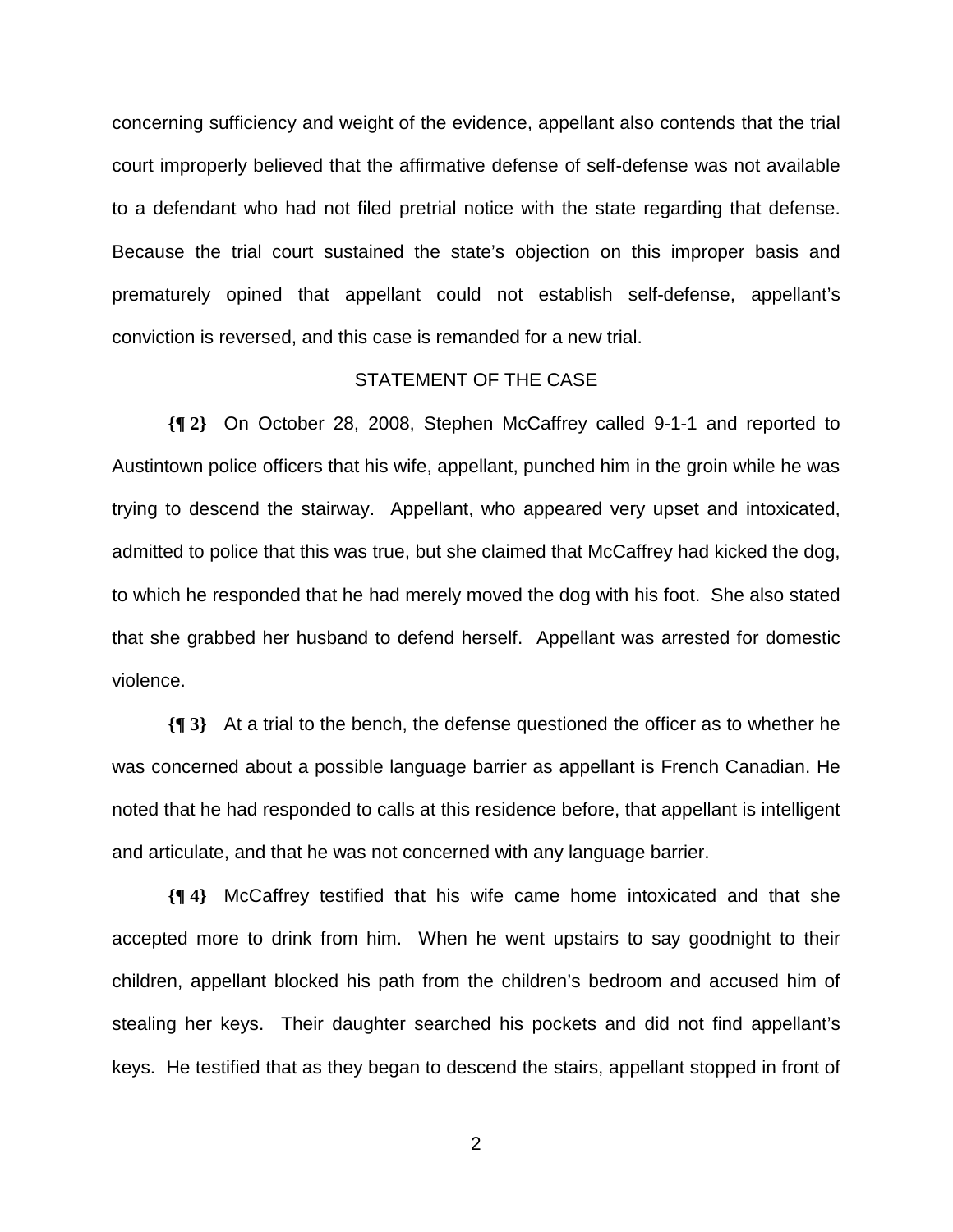concerning sufficiency and weight of the evidence, appellant also contends that the trial court improperly believed that the affirmative defense of self-defense was not available to a defendant who had not filed pretrial notice with the state regarding that defense. Because the trial court sustained the state's objection on this improper basis and prematurely opined that appellant could not establish self-defense, appellant's conviction is reversed, and this case is remanded for a new trial.

## STATEMENT OF THE CASE

**{¶ 2}** On October 28, 2008, Stephen McCaffrey called 9-1-1 and reported to Austintown police officers that his wife, appellant, punched him in the groin while he was trying to descend the stairway. Appellant, who appeared very upset and intoxicated, admitted to police that this was true, but she claimed that McCaffrey had kicked the dog, to which he responded that he had merely moved the dog with his foot. She also stated that she grabbed her husband to defend herself. Appellant was arrested for domestic violence.

**{¶ 3}** At a trial to the bench, the defense questioned the officer as to whether he was concerned about a possible language barrier as appellant is French Canadian. He noted that he had responded to calls at this residence before, that appellant is intelligent and articulate, and that he was not concerned with any language barrier.

**{¶ 4}** McCaffrey testified that his wife came home intoxicated and that she accepted more to drink from him. When he went upstairs to say goodnight to their children, appellant blocked his path from the children's bedroom and accused him of stealing her keys. Their daughter searched his pockets and did not find appellant's keys. He testified that as they began to descend the stairs, appellant stopped in front of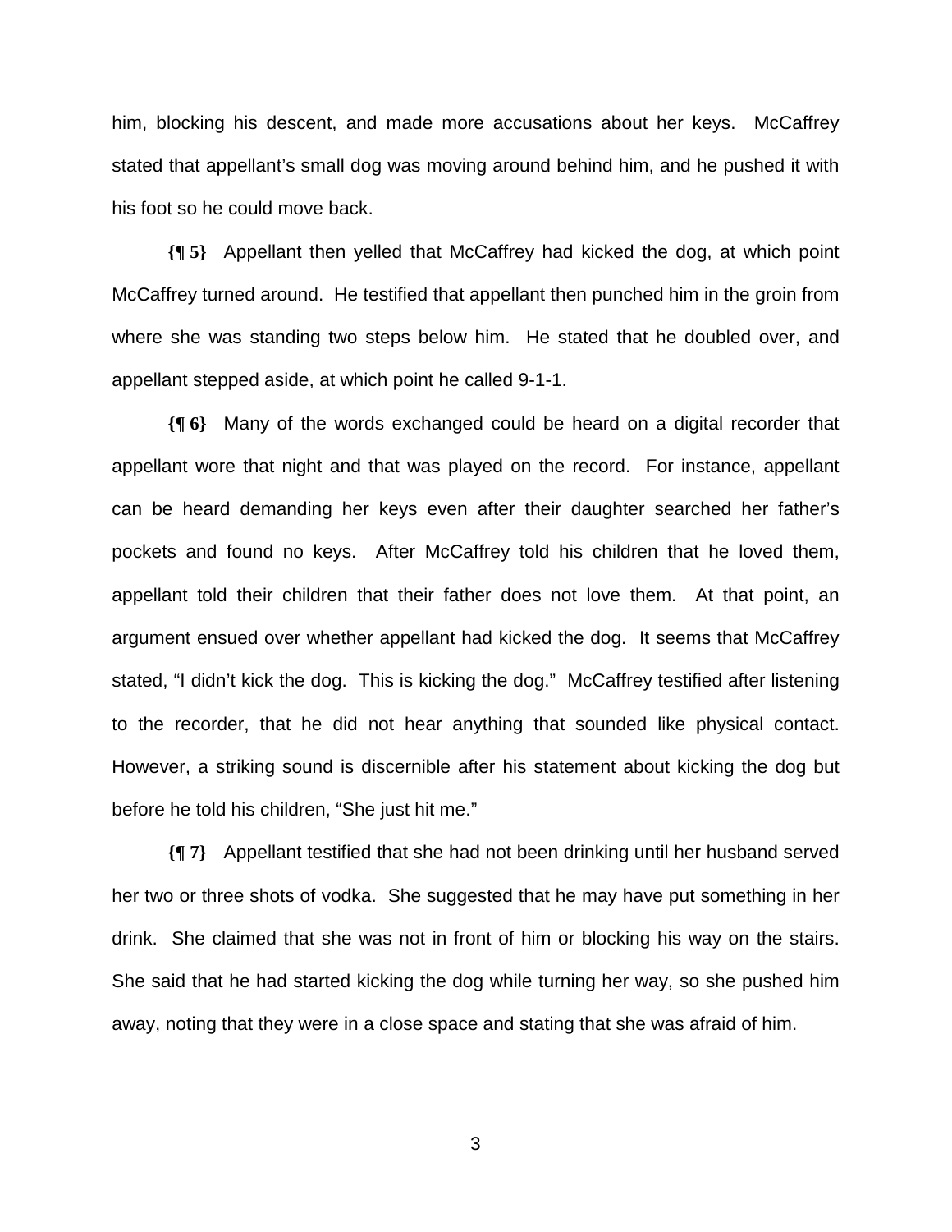him, blocking his descent, and made more accusations about her keys. McCaffrey stated that appellant's small dog was moving around behind him, and he pushed it with his foot so he could move back.

**{¶ 5}** Appellant then yelled that McCaffrey had kicked the dog, at which point McCaffrey turned around. He testified that appellant then punched him in the groin from where she was standing two steps below him. He stated that he doubled over, and appellant stepped aside, at which point he called 9-1-1.

**{¶ 6}** Many of the words exchanged could be heard on a digital recorder that appellant wore that night and that was played on the record. For instance, appellant can be heard demanding her keys even after their daughter searched her father's pockets and found no keys. After McCaffrey told his children that he loved them, appellant told their children that their father does not love them. At that point, an argument ensued over whether appellant had kicked the dog. It seems that McCaffrey stated, "I didn't kick the dog. This is kicking the dog." McCaffrey testified after listening to the recorder, that he did not hear anything that sounded like physical contact. However, a striking sound is discernible after his statement about kicking the dog but before he told his children, "She just hit me."

**{¶ 7}** Appellant testified that she had not been drinking until her husband served her two or three shots of vodka. She suggested that he may have put something in her drink. She claimed that she was not in front of him or blocking his way on the stairs. She said that he had started kicking the dog while turning her way, so she pushed him away, noting that they were in a close space and stating that she was afraid of him.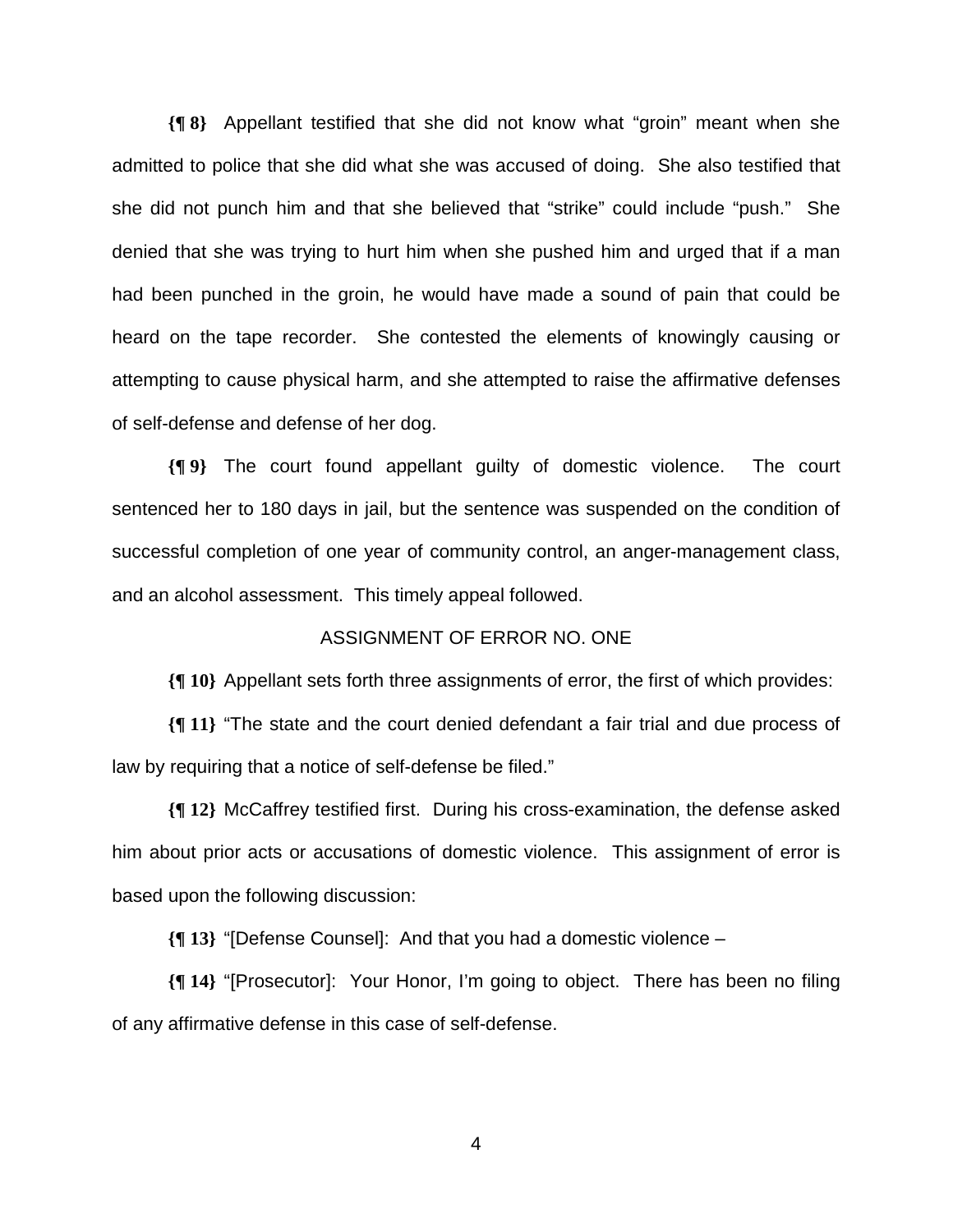**{¶ 8}** Appellant testified that she did not know what “groin” meant when she admitted to police that she did what she was accused of doing. She also testified that she did not punch him and that she believed that “strike” could include “push.” She denied that she was trying to hurt him when she pushed him and urged that if a man had been punched in the groin, he would have made a sound of pain that could be heard on the tape recorder. She contested the elements of knowingly causing or attempting to cause physical harm, and she attempted to raise the affirmative defenses of self-defense and defense of her dog.

**{¶ 9}** The court found appellant guilty of domestic violence. The court sentenced her to 180 days in jail, but the sentence was suspended on the condition of successful completion of one year of community control, an anger-management class, and an alcohol assessment. This timely appeal followed.

ASSIGNMENT OF ERROR NO. ONE

**{¶ 10}** Appellant sets forth three assignments of error, the first of which provides:

**{¶ 11}** “The state and the court denied defendant a fair trial and due process of law by requiring that a notice of self-defense be filed.”

**{¶ 12}** McCaffrey testified first. During his cross-examination, the defense asked him about prior acts or accusations of domestic violence. This assignment of error is based upon the following discussion:

**{¶ 13}** “[Defense Counsel]: And that you had a domestic violence –

**{¶ 14}** “[Prosecutor]: Your Honor, I’m going to object. There has been no filing of any affirmative defense in this case of self-defense.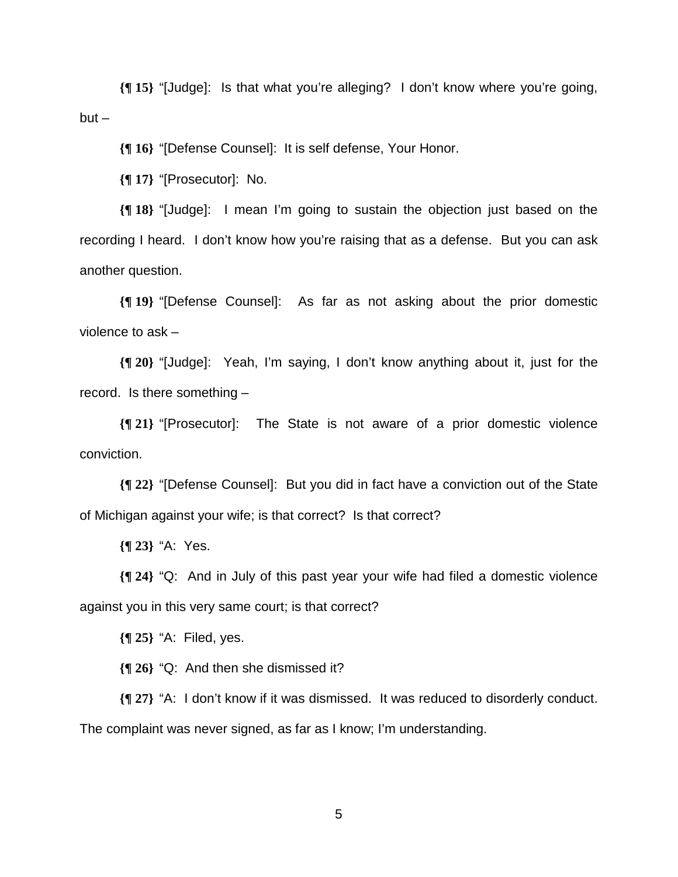**{¶ 15}** "[Judge]: Is that what you're alleging? I don't know where you're going, but –

**{¶ 16}** "[Defense Counsel]: It is self defense, Your Honor.

**{¶ 17}** "[Prosecutor]: No.

**{¶ 18}** "[Judge]: I mean I'm going to sustain the objection just based on the recording I heard. I don't know how you're raising that as a defense. But you can ask another question.

**{¶ 19}** "[Defense Counsel]: As far as not asking about the prior domestic violence to ask –

**{¶ 20}** "[Judge]: Yeah, I'm saying, I don't know anything about it, just for the record. Is there something –

**{¶ 21}** "[Prosecutor]: The State is not aware of a prior domestic violence conviction.

**{¶ 22}** "[Defense Counsel]: But you did in fact have a conviction out of the State of Michigan against your wife; is that correct? Is that correct?

**{¶ 23}** "A: Yes.

**{¶ 24}** "Q: And in July of this past year your wife had filed a domestic violence against you in this very same court; is that correct?

**{¶ 25}** "A: Filed, yes.

**{¶ 26}** "Q: And then she dismissed it?

**{¶ 27}** "A: I don't know if it was dismissed. It was reduced to disorderly conduct. The complaint was never signed, as far as I know; I'm understanding.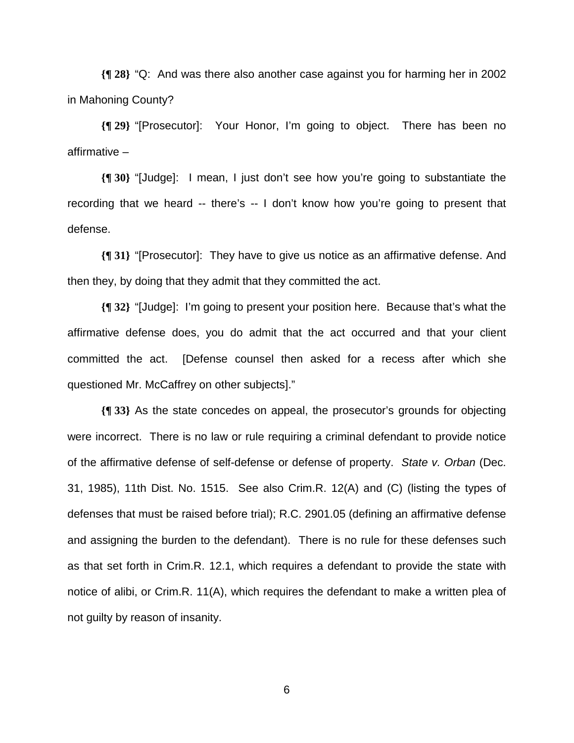**{¶ 28}** "Q: And was there also another case against you for harming her in 2002 in Mahoning County?

**{¶ 29}** "[Prosecutor]: Your Honor, I'm going to object. There has been no affirmative –

**{¶ 30}** "[Judge]: I mean, I just don't see how you're going to substantiate the recording that we heard -- there's -- I don't know how you're going to present that defense.

**{¶ 31}** "[Prosecutor]: They have to give us notice as an affirmative defense. And then they, by doing that they admit that they committed the act.

**{¶ 32}** "[Judge]: I'm going to present your position here. Because that's what the affirmative defense does, you do admit that the act occurred and that your client committed the act. [Defense counsel then asked for a recess after which she questioned Mr. McCaffrey on other subjects]."

**{¶ 33}** As the state concedes on appeal, the prosecutor's grounds for objecting were incorrect. There is no law or rule requiring a criminal defendant to provide notice of the affirmative defense of self-defense or defense of property. *State v. Orban* (Dec. 31, 1985), 11th Dist. No. 1515. See also Crim.R. 12(A) and (C) (listing the types of defenses that must be raised before trial); R.C. 2901.05 (defining an affirmative defense and assigning the burden to the defendant). There is no rule for these defenses such as that set forth in Crim.R. 12.1, which requires a defendant to provide the state with notice of alibi, or Crim.R. 11(A), which requires the defendant to make a written plea of not guilty by reason of insanity.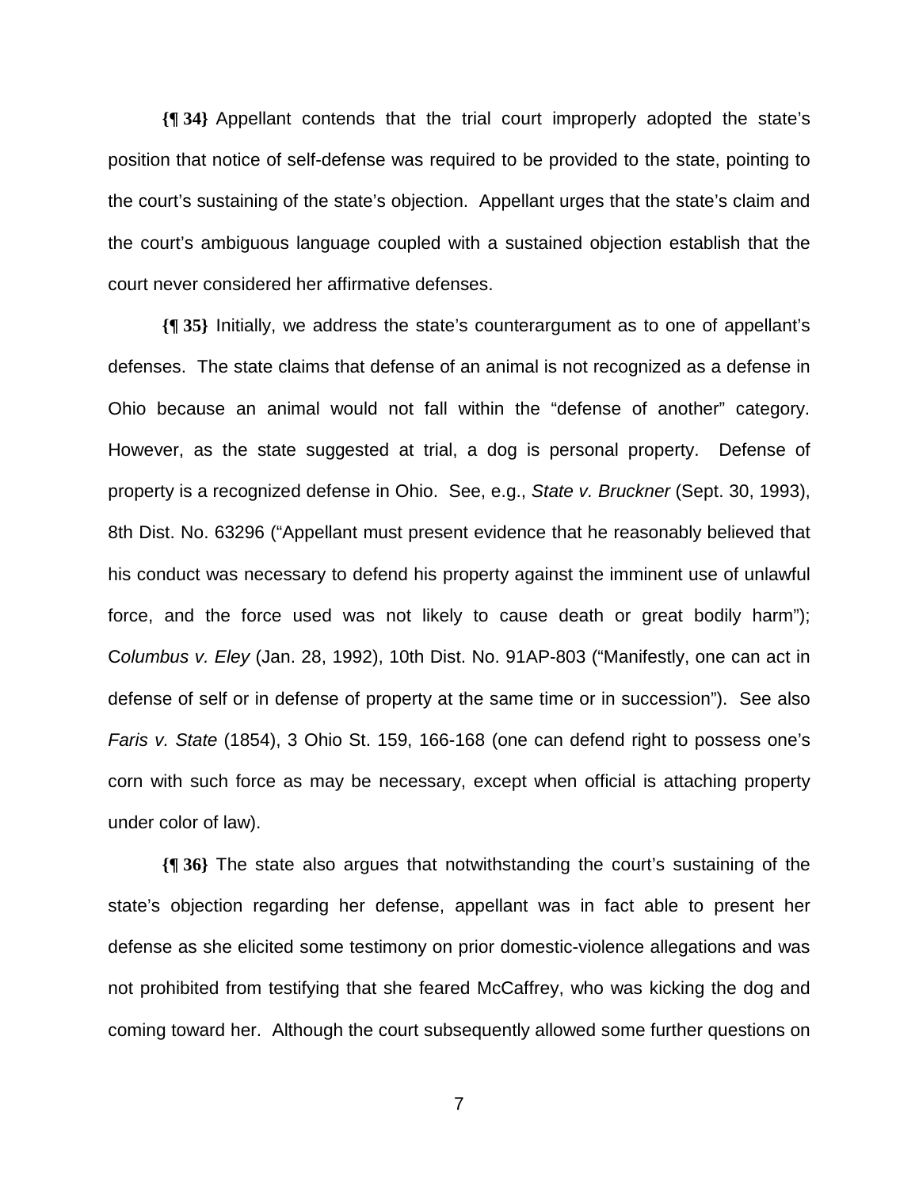**{¶ 34}** Appellant contends that the trial court improperly adopted the state's position that notice of self-defense was required to be provided to the state, pointing to the court's sustaining of the state's objection. Appellant urges that the state's claim and the court's ambiguous language coupled with a sustained objection establish that the court never considered her affirmative defenses.

**{¶ 35}** Initially, we address the state's counterargument as to one of appellant's defenses. The state claims that defense of an animal is not recognized as a defense in Ohio because an animal would not fall within the "defense of another" category. However, as the state suggested at trial, a dog is personal property. Defense of property is a recognized defense in Ohio. See, e.g., *State v. Bruckner* (Sept. 30, 1993), 8th Dist. No. 63296 ("Appellant must present evidence that he reasonably believed that his conduct was necessary to defend his property against the imminent use of unlawful force, and the force used was not likely to cause death or great bodily harm"); *Columbus v. Eley* (Jan. 28, 1992), 10th Dist. No. 91AP-803 ("Manifestly, one can act in defense of self or in defense of property at the same time or in succession"). See also *Faris v. State* (1854), 3 Ohio St. 159, 166-168 (one can defend right to possess one's corn with such force as may be necessary, except when official is attaching property under color of law).

**{¶ 36}** The state also argues that notwithstanding the court's sustaining of the state's objection regarding her defense, appellant was in fact able to present her defense as she elicited some testimony on prior domestic-violence allegations and was not prohibited from testifying that she feared McCaffrey, who was kicking the dog and coming toward her. Although the court subsequently allowed some further questions on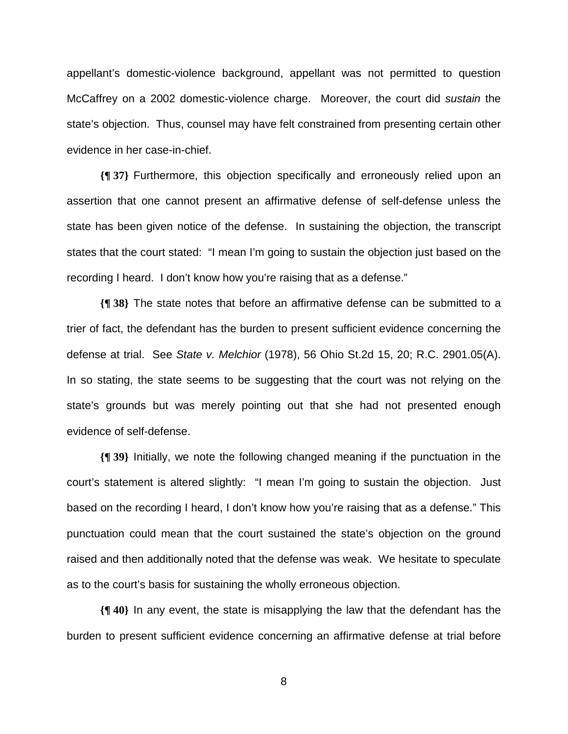appellant's domestic-violence background, appellant was not permitted to question McCaffrey on a 2002 domestic-violence charge. Moreover, the court did *sustain* the state's objection. Thus, counsel may have felt constrained from presenting certain other evidence in her case-in-chief.

**{¶ 37}** Furthermore, this objection specifically and erroneously relied upon an assertion that one cannot present an affirmative defense of self-defense unless the state has been given notice of the defense. In sustaining the objection, the transcript states that the court stated: "I mean I'm going to sustain the objection just based on the recording I heard. I don't know how you're raising that as a defense."

**{¶ 38}** The state notes that before an affirmative defense can be submitted to a trier of fact, the defendant has the burden to present sufficient evidence concerning the defense at trial. See *State v. Melchior* (1978), 56 Ohio St.2d 15, 20; R.C. 2901.05(A). In so stating, the state seems to be suggesting that the court was not relying on the state's grounds but was merely pointing out that she had not presented enough evidence of self-defense.

**{¶ 39}** Initially, we note the following changed meaning if the punctuation in the court's statement is altered slightly: "I mean I'm going to sustain the objection. Just based on the recording I heard, I don't know how you're raising that as a defense." This punctuation could mean that the court sustained the state's objection on the ground raised and then additionally noted that the defense was weak. We hesitate to speculate as to the court's basis for sustaining the wholly erroneous objection.

**{¶ 40}** In any event, the state is misapplying the law that the defendant has the burden to present sufficient evidence concerning an affirmative defense at trial before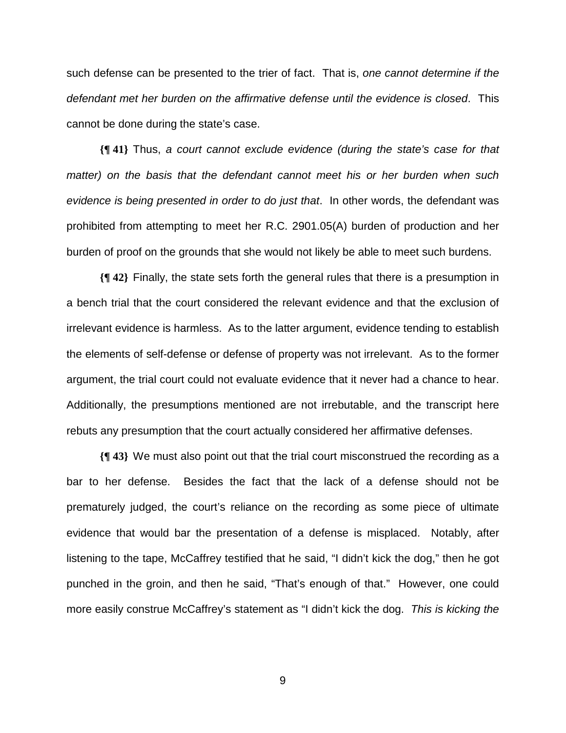such defense can be presented to the trier of fact. That is, *one cannot determine if the defendant met her burden on the affirmative defense until the evidence is closed*. This cannot be done during the state's case.

**{¶ 41}** Thus, *a court cannot exclude evidence (during the state's case for that matter) on the basis that the defendant cannot meet his or her burden when such evidence is being presented in order to do just that*. In other words, the defendant was prohibited from attempting to meet her R.C. 2901.05(A) burden of production and her burden of proof on the grounds that she would not likely be able to meet such burdens.

**{¶ 42}** Finally, the state sets forth the general rules that there is a presumption in a bench trial that the court considered the relevant evidence and that the exclusion of irrelevant evidence is harmless. As to the latter argument, evidence tending to establish the elements of self-defense or defense of property was not irrelevant. As to the former argument, the trial court could not evaluate evidence that it never had a chance to hear. Additionally, the presumptions mentioned are not irrebutable, and the transcript here rebuts any presumption that the court actually considered her affirmative defenses.

**{¶ 43}** We must also point out that the trial court misconstrued the recording as a bar to her defense. Besides the fact that the lack of a defense should not be prematurely judged, the court's reliance on the recording as some piece of ultimate evidence that would bar the presentation of a defense is misplaced. Notably, after listening to the tape, McCaffrey testified that he said, "I didn't kick the dog," then he got punched in the groin, and then he said, "That's enough of that." However, one could more easily construe McCaffrey's statement as "I didn't kick the dog. *This is kicking the*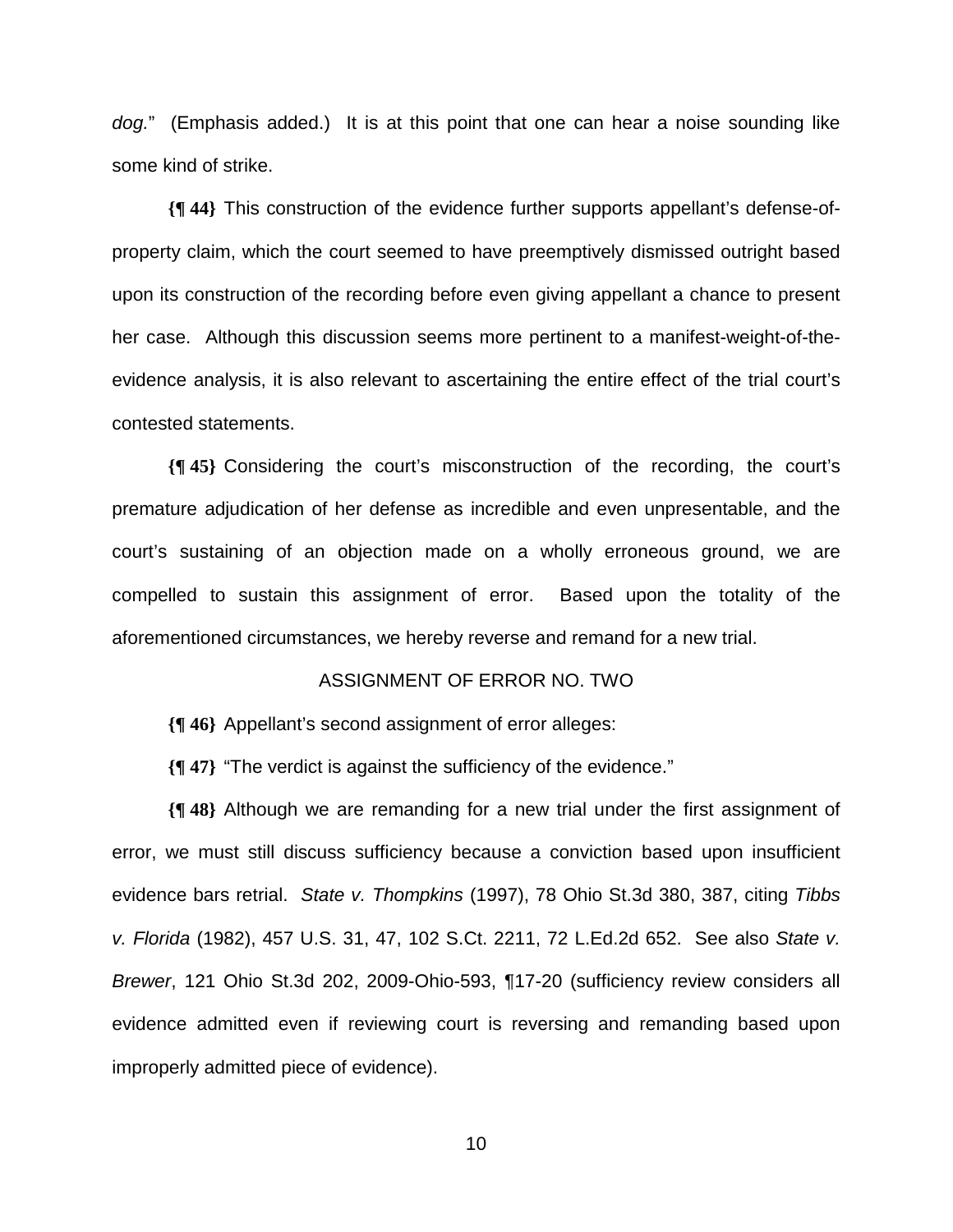*dog.*" (Emphasis added.) It is at this point that one can hear a noise sounding like some kind of strike.

**{¶ 44}** This construction of the evidence further supports appellant's defense-of-property claim, which the court seemed to have preemptively dismissed outright based upon its construction of the recording before even giving appellant a chance to present her case. Although this discussion seems more pertinent to a manifest-weight-of-the-evidence analysis, it is also relevant to ascertaining the entire effect of the trial court's contested statements.

**{¶ 45}** Considering the court's misconstruction of the recording, the court's premature adjudication of her defense as incredible and even unpresentable, and the court's sustaining of an objection made on a wholly erroneous ground, we are compelled to sustain this assignment of error. Based upon the totality of the aforementioned circumstances, we hereby reverse and remand for a new trial.

ASSIGNMENT OF ERROR NO. TWO

**{¶ 46}** Appellant's second assignment of error alleges:

**{¶ 47}** "The verdict is against the sufficiency of the evidence."

**{¶ 48}** Although we are remanding for a new trial under the first assignment of error, we must still discuss sufficiency because a conviction based upon insufficient evidence bars retrial. *State v. Thompkins* (1997), 78 Ohio St.3d 380, 387, citing *Tibbs v. Florida* (1982), 457 U.S. 31, 47, 102 S.Ct. 2211, 72 L.Ed.2d 652. See also *State v. Brewer*, 121 Ohio St.3d 202, 2009-Ohio-593, ¶17-20 (sufficiency review considers all evidence admitted even if reviewing court is reversing and remanding based upon improperly admitted piece of evidence).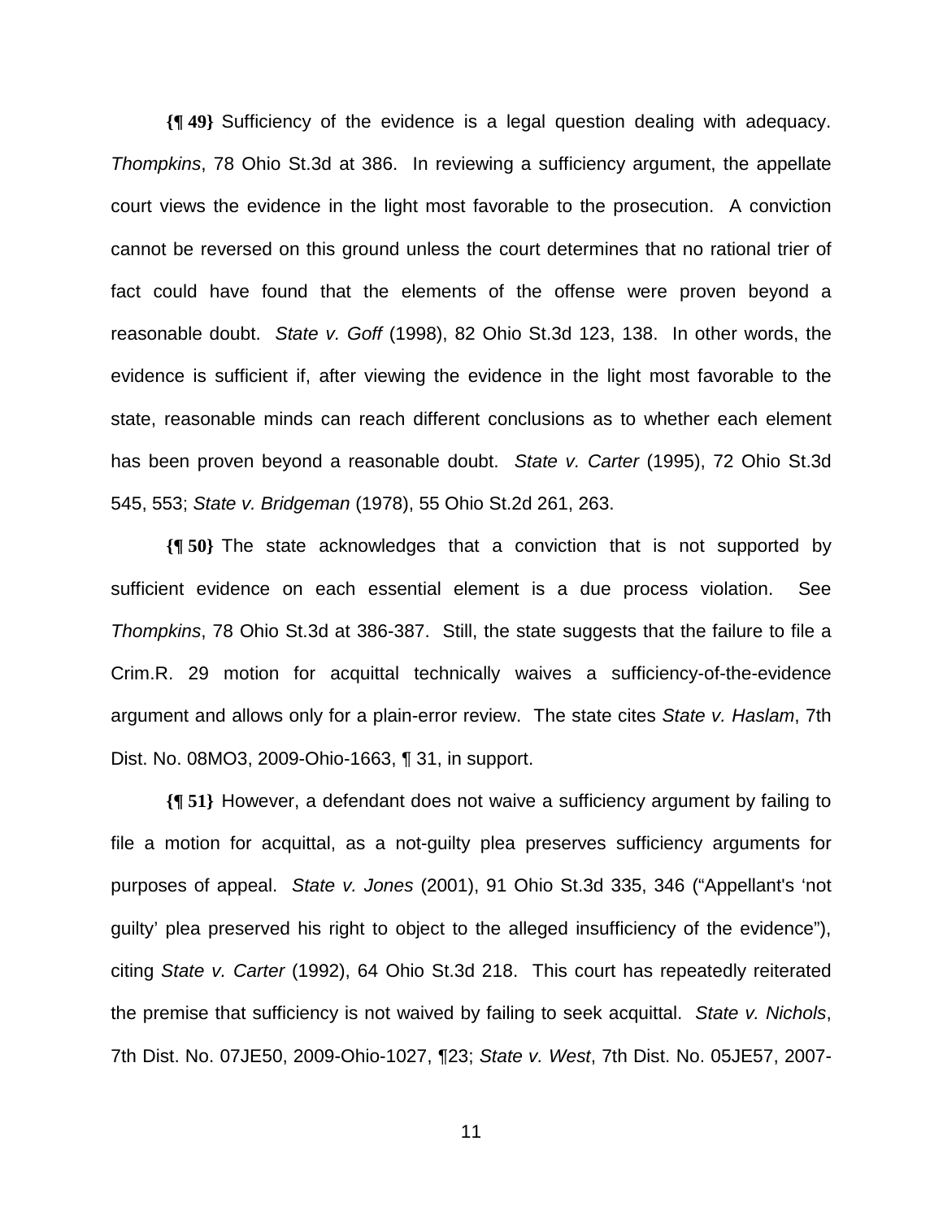**{¶ 49}** Sufficiency of the evidence is a legal question dealing with adequacy. *Thompkins*, 78 Ohio St.3d at 386. In reviewing a sufficiency argument, the appellate court views the evidence in the light most favorable to the prosecution. A conviction cannot be reversed on this ground unless the court determines that no rational trier of fact could have found that the elements of the offense were proven beyond a reasonable doubt. *State v. Goff* (1998), 82 Ohio St.3d 123, 138. In other words, the evidence is sufficient if, after viewing the evidence in the light most favorable to the state, reasonable minds can reach different conclusions as to whether each element has been proven beyond a reasonable doubt. *State v. Carter* (1995), 72 Ohio St.3d 545, 553; *State v. Bridgeman* (1978), 55 Ohio St.2d 261, 263.

**{¶ 50}** The state acknowledges that a conviction that is not supported by sufficient evidence on each essential element is a due process violation. See *Thompkins*, 78 Ohio St.3d at 386-387. Still, the state suggests that the failure to file a Crim.R. 29 motion for acquittal technically waives a sufficiency-of-the-evidence argument and allows only for a plain-error review. The state cites *State v. Haslam*, 7th Dist. No. 08MO3, 2009-Ohio-1663, ¶ 31, in support.

**{¶ 51}** However, a defendant does not waive a sufficiency argument by failing to file a motion for acquittal, as a not-guilty plea preserves sufficiency arguments for purposes of appeal. *State v. Jones* (2001), 91 Ohio St.3d 335, 346 ("Appellant's 'not guilty' plea preserved his right to object to the alleged insufficiency of the evidence"), citing *State v. Carter* (1992), 64 Ohio St.3d 218. This court has repeatedly reiterated the premise that sufficiency is not waived by failing to seek acquittal. *State v. Nichols*, 7th Dist. No. 07JE50, 2009-Ohio-1027, ¶23; *State v. West*, 7th Dist. No. 05JE57, 2007-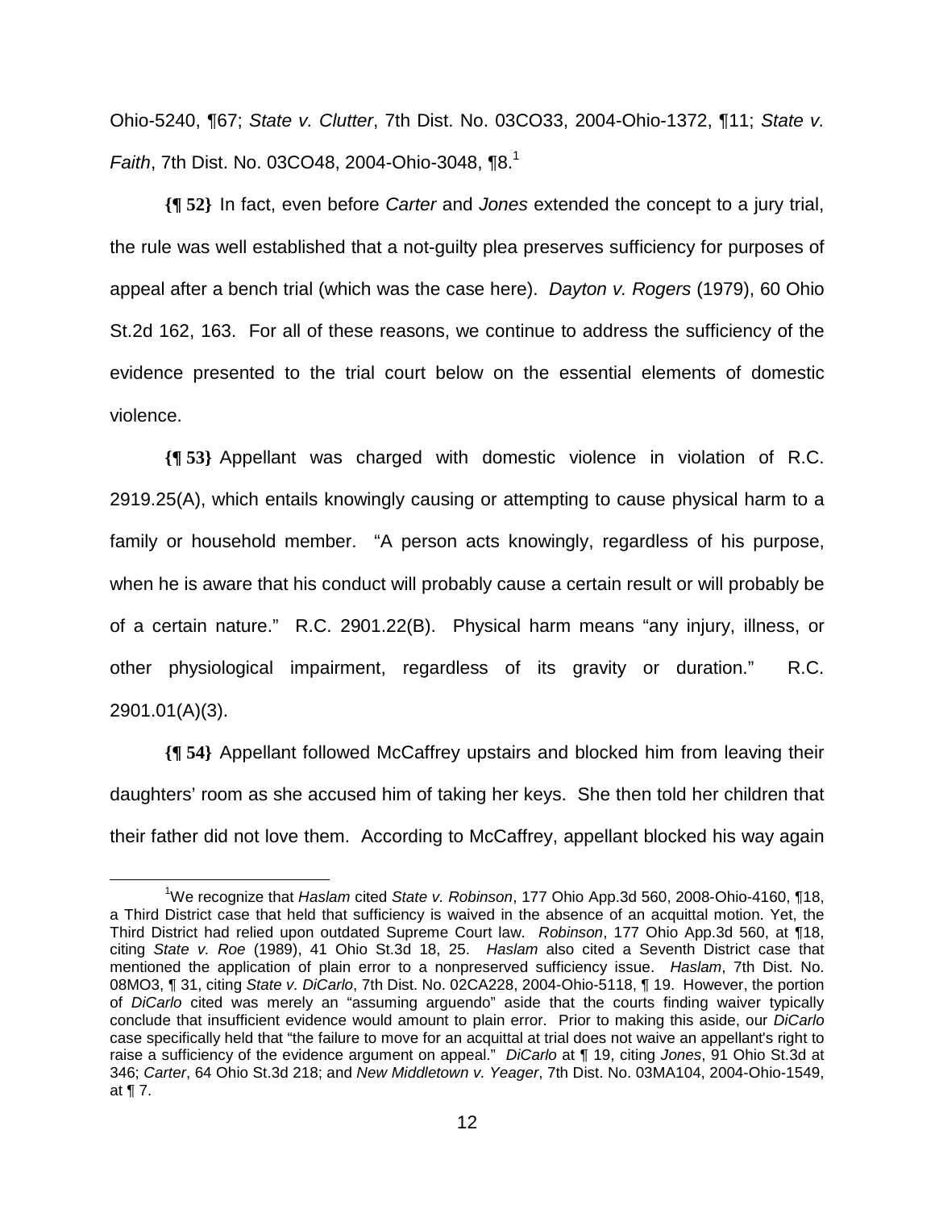Ohio-5240, ¶67; *State v. Clutter*, 7th Dist. No. 03CO33, 2004-Ohio-1372, ¶11; *State v. Faith*, 7th Dist. No. 03CO48, 2004-Ohio-3048, ¶8.[1]

**{¶ 52}** In fact, even before *Carter* and *Jones* extended the concept to a jury trial, the rule was well established that a not-guilty plea preserves sufficiency for purposes of appeal after a bench trial (which was the case here). *Dayton v. Rogers* (1979), 60 Ohio St.2d 162, 163. For all of these reasons, we continue to address the sufficiency of the evidence presented to the trial court below on the essential elements of domestic violence.

**{¶ 53}** Appellant was charged with domestic violence in violation of R.C. 2919.25(A), which entails knowingly causing or attempting to cause physical harm to a family or household member. "A person acts knowingly, regardless of his purpose, when he is aware that his conduct will probably cause a certain result or will probably be of a certain nature." R.C. 2901.22(B). Physical harm means "any injury, illness, or other physiological impairment, regardless of its gravity or duration." R.C. 2901.01(A)(3).

**{¶ 54}** Appellant followed McCaffrey upstairs and blocked him from leaving their daughters' room as she accused him of taking her keys. She then told her children that their father did not love them. According to McCaffrey, appellant blocked his way again

---

[1] We recognize that *Haslam* cited *State v. Robinson*, 177 Ohio App.3d 560, 2008-Ohio-4160, ¶18, a Third District case that held that sufficiency is waived in the absence of an acquittal motion. Yet, the Third District had relied upon outdated Supreme Court law. *Robinson*, 177 Ohio App.3d 560, at ¶18, citing *State v. Roe* (1989), 41 Ohio St.3d 18, 25. *Haslam* also cited a Seventh District case that mentioned the application of plain error to a nonpreserved sufficiency issue. *Haslam*, 7th Dist. No. 08MO3, ¶ 31, citing *State v. DiCarlo*, 7th Dist. No. 02CA228, 2004-Ohio-5118, ¶ 19. However, the portion of *DiCarlo* cited was merely an "assuming arguendo" aside that the courts finding waiver typically conclude that insufficient evidence would amount to plain error. Prior to making this aside, our *DiCarlo* case specifically held that "the failure to move for an acquittal at trial does not waive an appellant's right to raise a sufficiency of the evidence argument on appeal." *DiCarlo* at ¶ 19, citing *Jones*, 91 Ohio St.3d at 346; *Carter*, 64 Ohio St.3d 218; and *New Middletown v. Yeager*, 7th Dist. No. 03MA104, 2004-Ohio-1549, at ¶ 7.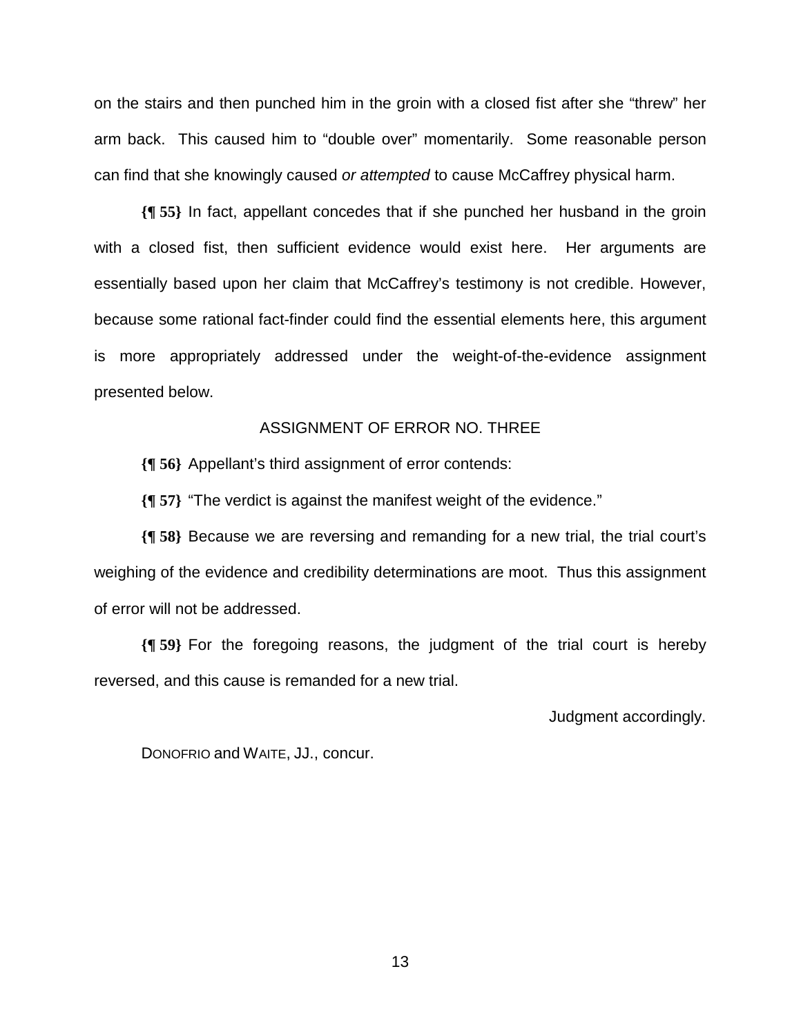on the stairs and then punched him in the groin with a closed fist after she "threw" her arm back. This caused him to "double over" momentarily. Some reasonable person can find that she knowingly caused *or attempted* to cause McCaffrey physical harm.

**{¶ 55}** In fact, appellant concedes that if she punched her husband in the groin with a closed fist, then sufficient evidence would exist here. Her arguments are essentially based upon her claim that McCaffrey's testimony is not credible. However, because some rational fact-finder could find the essential elements here, this argument is more appropriately addressed under the weight-of-the-evidence assignment presented below.

ASSIGNMENT OF ERROR NO. THREE

**{¶ 56}** Appellant's third assignment of error contends:

**{¶ 57}** "The verdict is against the manifest weight of the evidence."

**{¶ 58}** Because we are reversing and remanding for a new trial, the trial court's weighing of the evidence and credibility determinations are moot. Thus this assignment of error will not be addressed.

**{¶ 59}** For the foregoing reasons, the judgment of the trial court is hereby reversed, and this cause is remanded for a new trial.

Judgment accordingly.

DONOFRIO and WAITE, JJ., concur.